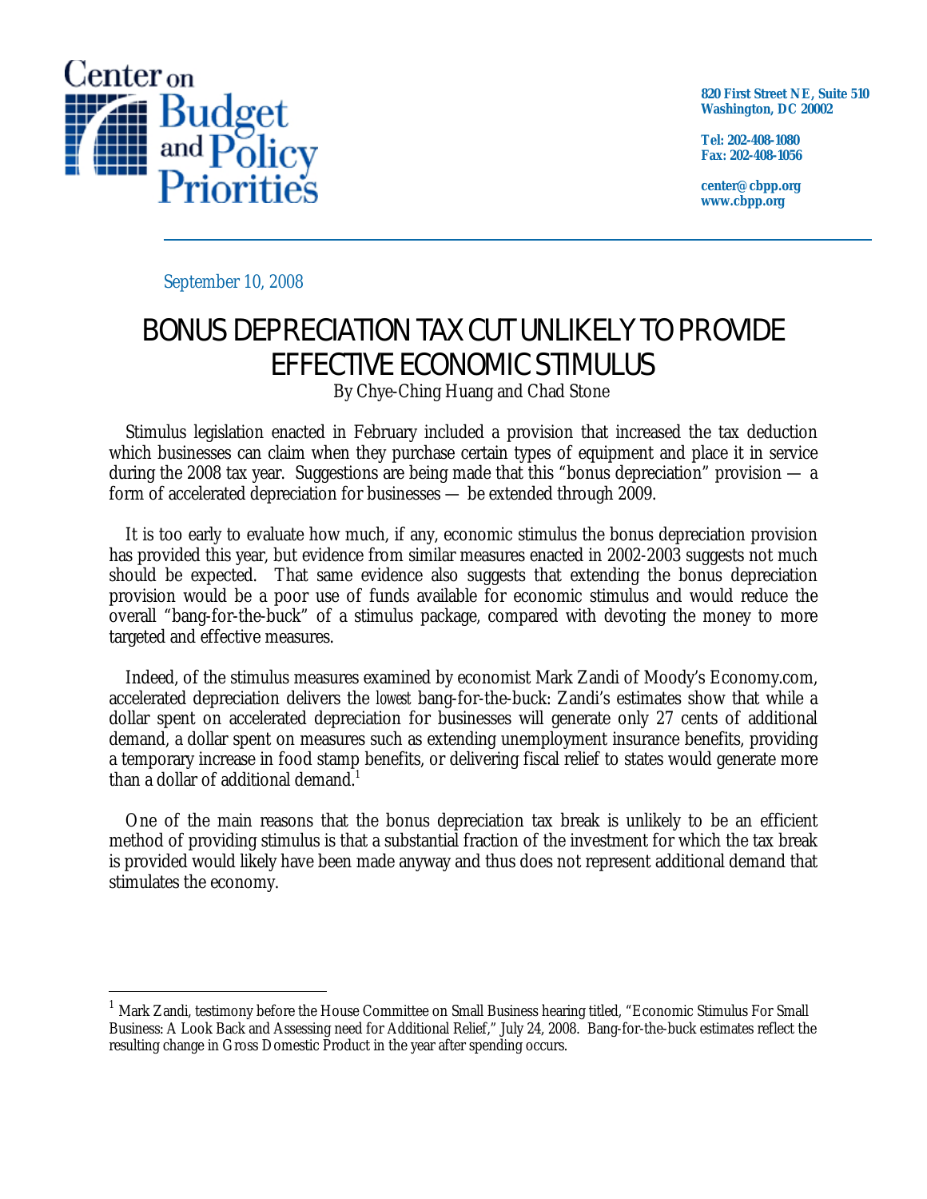Center on Budget and Policy Priorities

820 First Street NE, Suite 510
Washington, DC 20002

Tel: 202-408-1080
Fax: 202-408-1056

center@cbpp.org
www.cbpp.org

September 10, 2008

# BONUS DEPRECIATION TAX CUT UNLIKELY TO PROVIDE EFFECTIVE ECONOMIC STIMULUS

By Chye-Ching Huang and Chad Stone

Stimulus legislation enacted in February included a provision that increased the tax deduction which businesses can claim when they purchase certain types of equipment and place it in service during the 2008 tax year. Suggestions are being made that this "bonus depreciation" provision — a form of accelerated depreciation for businesses — be extended through 2009.

It is too early to evaluate how much, if any, economic stimulus the bonus depreciation provision has provided this year, but evidence from similar measures enacted in 2002-2003 suggests not much should be expected. That same evidence also suggests that extending the bonus depreciation provision would be a poor use of funds available for economic stimulus and would reduce the overall "bang-for-the-buck" of a stimulus package, compared with devoting the money to more targeted and effective measures.

Indeed, of the stimulus measures examined by economist Mark Zandi of Moody's Economy.com, accelerated depreciation delivers the *lowest* bang-for-the-buck: Zandi's estimates show that while a dollar spent on accelerated depreciation for businesses will generate only 27 cents of additional demand, a dollar spent on measures such as extending unemployment insurance benefits, providing a temporary increase in food stamp benefits, or delivering fiscal relief to states would generate more than a dollar of additional demand.[1]

One of the main reasons that the bonus depreciation tax break is unlikely to be an efficient method of providing stimulus is that a substantial fraction of the investment for which the tax break is provided would likely have been made anyway and thus does not represent additional demand that stimulates the economy.

---

[1] Mark Zandi, testimony before the House Committee on Small Business hearing titled, "Economic Stimulus For Small Business: A Look Back and Assessing need for Additional Relief," July 24, 2008. Bang-for-the-buck estimates reflect the resulting change in Gross Domestic Product in the year after spending occurs.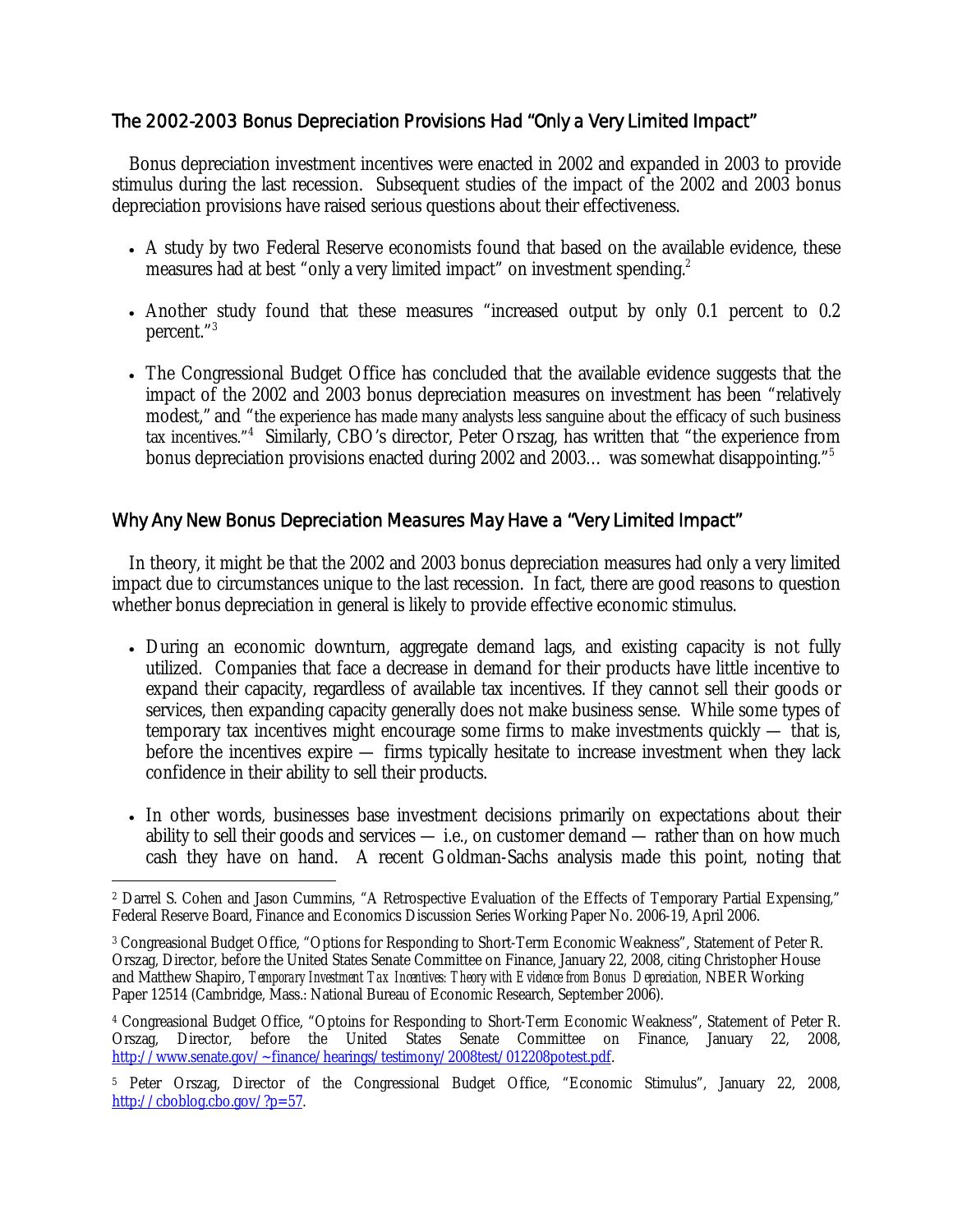## The 2002-2003 Bonus Depreciation Provisions Had "Only a Very Limited Impact"

Bonus depreciation investment incentives were enacted in 2002 and expanded in 2003 to provide stimulus during the last recession. Subsequent studies of the impact of the 2002 and 2003 bonus depreciation provisions have raised serious questions about their effectiveness.

- A study by two Federal Reserve economists found that based on the available evidence, these measures had at best "only a very limited impact" on investment spending.[2]
- Another study found that these measures "increased output by only 0.1 percent to 0.2 percent."[3]
- The Congressional Budget Office has concluded that the available evidence suggests that the impact of the 2002 and 2003 bonus depreciation measures on investment has been "relatively modest," and "the experience has made many analysts less sanguine about the efficacy of such business tax incentives."[4] Similarly, CBO's director, Peter Orszag, has written that "the experience from bonus depreciation provisions enacted during 2002 and 2003… was somewhat disappointing."[5]

## Why Any New Bonus Depreciation Measures May Have a "Very Limited Impact"

In theory, it might be that the 2002 and 2003 bonus depreciation measures had only a very limited impact due to circumstances unique to the last recession. In fact, there are good reasons to question whether bonus depreciation in general is likely to provide effective economic stimulus.

- During an economic downturn, aggregate demand lags, and existing capacity is not fully utilized. Companies that face a decrease in demand for their products have little incentive to expand their capacity, regardless of available tax incentives. If they cannot sell their goods or services, then expanding capacity generally does not make business sense. While some types of temporary tax incentives might encourage some firms to make investments quickly — that is, before the incentives expire — firms typically hesitate to increase investment when they lack confidence in their ability to sell their products.
- In other words, businesses base investment decisions primarily on expectations about their ability to sell their goods and services — i.e., on customer demand — rather than on how much cash they have on hand. A recent Goldman-Sachs analysis made this point, noting that

---

[2] Darrel S. Cohen and Jason Cummins, "A Retrospective Evaluation of the Effects of Temporary Partial Expensing," Federal Reserve Board, Finance and Economics Discussion Series Working Paper No. 2006-19, April 2006.

[3] Congreasional Budget Office, "Options for Responding to Short-Term Economic Weakness", Statement of Peter R. Orszag, Director, before the United States Senate Committee on Finance, January 22, 2008, citing Christopher House and Matthew Shapiro, *Temporary Investment Tax Incentives: Theory with Evidence from Bonus Depreciation,* NBER Working Paper 12514 (Cambridge, Mass.: National Bureau of Economic Research, September 2006).

[4] Congreasional Budget Office, "Optoins for Responding to Short-Term Economic Weakness", Statement of Peter R. Orszag, Director, before the United States Senate Committee on Finance, January 22, 2008, http://www.senate.gov/~finance/hearings/testimony/2008test/012208potest.pdf.

[5] Peter Orszag, Director of the Congressional Budget Office, "Economic Stimulus", January 22, 2008, http://cboblog.cbo.gov/?p=57.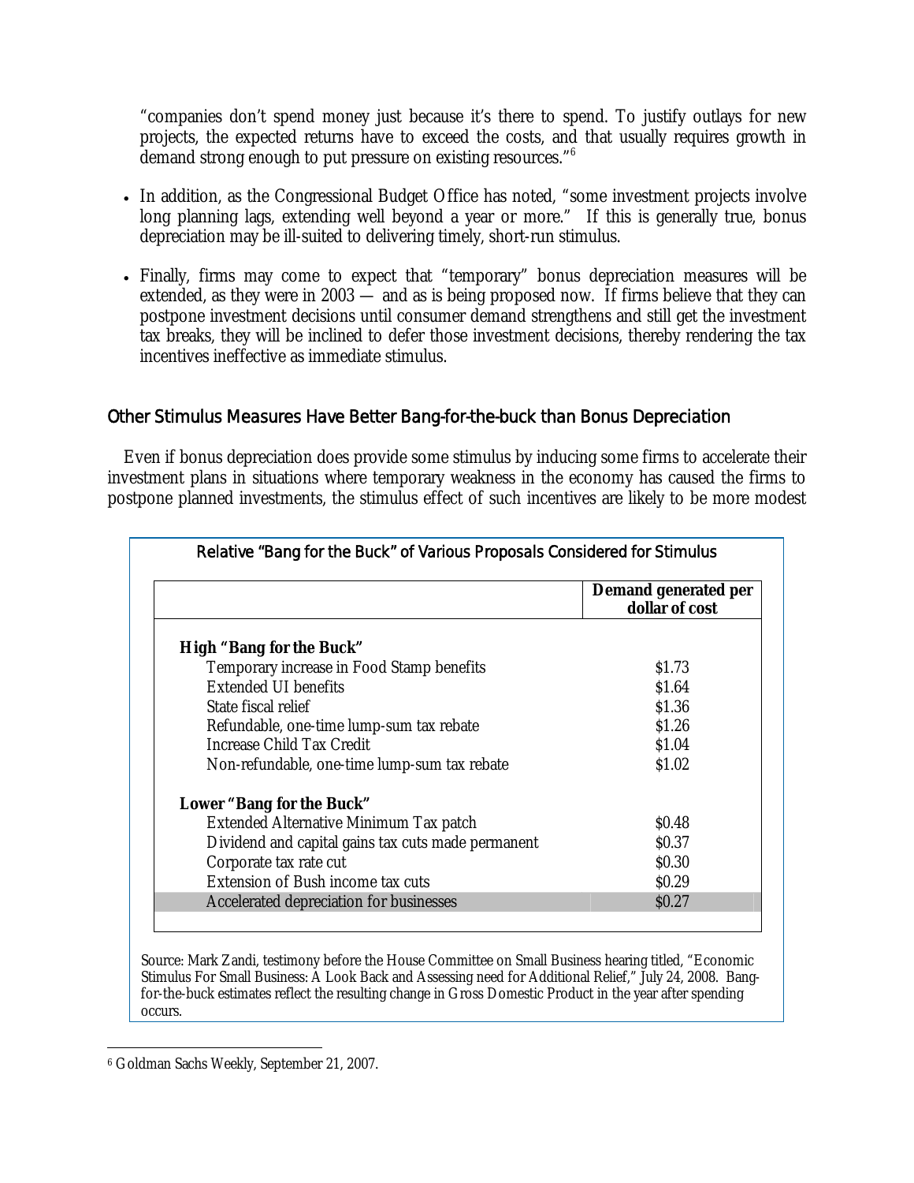"companies don't spend money just because it's there to spend. To justify outlays for new projects, the expected returns have to exceed the costs, and that usually requires growth in demand strong enough to put pressure on existing resources."[6]

- In addition, as the Congressional Budget Office has noted, "some investment projects involve long planning lags, extending well beyond a year or more." If this is generally true, bonus depreciation may be ill-suited to delivering timely, short-run stimulus.

- Finally, firms may come to expect that "temporary" bonus depreciation measures will be extended, as they were in 2003 — and as is being proposed now. If firms believe that they can postpone investment decisions until consumer demand strengthens and still get the investment tax breaks, they will be inclined to defer those investment decisions, thereby rendering the tax incentives ineffective as immediate stimulus.

## Other Stimulus Measures Have Better Bang-for-the-buck than Bonus Depreciation

Even if bonus depreciation does provide some stimulus by inducing some firms to accelerate their investment plans in situations where temporary weakness in the economy has caused the firms to postpone planned investments, the stimulus effect of such incentives are likely to be more modest

### Relative "Bang for the Buck" of Various Proposals Considered for Stimulus

| | Demand generated per dollar of cost |
|---|---|
| **High "Bang for the Buck"** | |
| Temporary increase in Food Stamp benefits | \$1.73 |
| Extended UI benefits | \$1.64 |
| State fiscal relief | \$1.36 |
| Refundable, one-time lump-sum tax rebate | \$1.26 |
| Increase Child Tax Credit | \$1.04 |
| Non-refundable, one-time lump-sum tax rebate | \$1.02 |
| **Lower "Bang for the Buck"** | |
| Extended Alternative Minimum Tax patch | \$0.48 |
| Dividend and capital gains tax cuts made permanent | \$0.37 |
| Corporate tax rate cut | \$0.30 |
| Extension of Bush income tax cuts | \$0.29 |
| Accelerated depreciation for businesses | \$0.27 |

Source: Mark Zandi, testimony before the House Committee on Small Business hearing titled, "Economic Stimulus For Small Business: A Look Back and Assessing need for Additional Relief," July 24, 2008. Bang-for-the-buck estimates reflect the resulting change in Gross Domestic Product in the year after spending occurs.

[6] Goldman Sachs Weekly, September 21, 2007.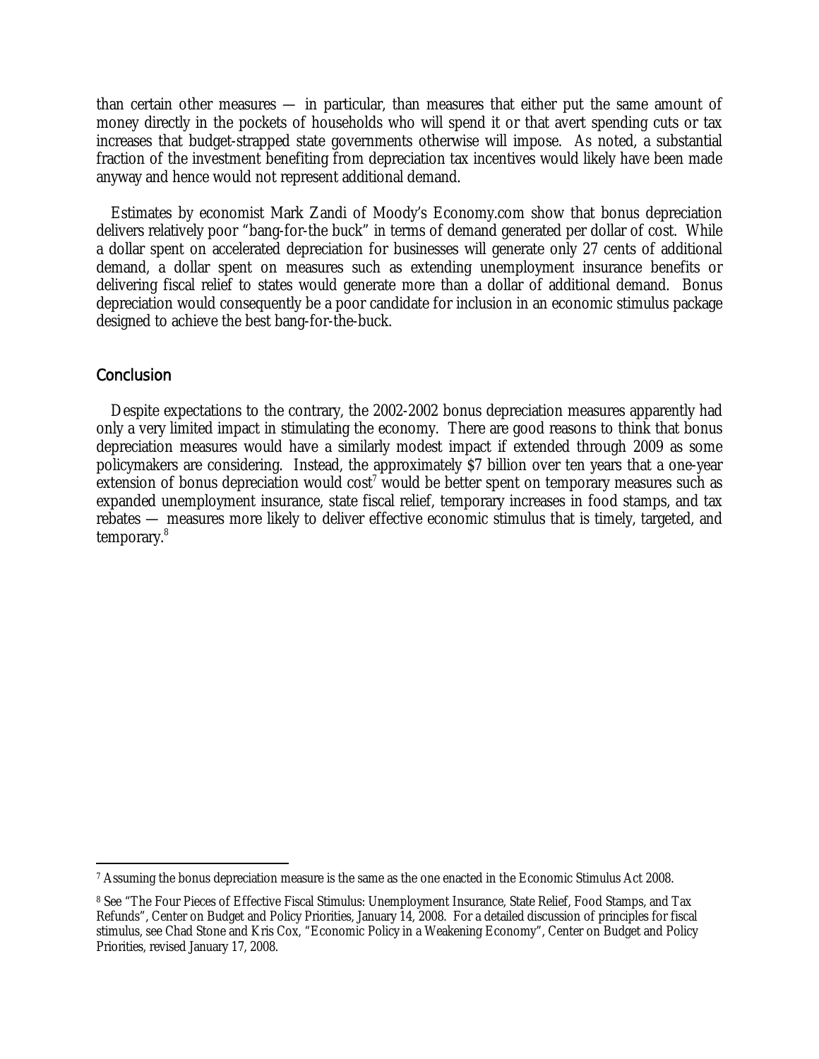than certain other measures — in particular, than measures that either put the same amount of money directly in the pockets of households who will spend it or that avert spending cuts or tax increases that budget-strapped state governments otherwise will impose. As noted, a substantial fraction of the investment benefiting from depreciation tax incentives would likely have been made anyway and hence would not represent additional demand.

Estimates by economist Mark Zandi of Moody's Economy.com show that bonus depreciation delivers relatively poor "bang-for-the buck" in terms of demand generated per dollar of cost. While a dollar spent on accelerated depreciation for businesses will generate only 27 cents of additional demand, a dollar spent on measures such as extending unemployment insurance benefits or delivering fiscal relief to states would generate more than a dollar of additional demand. Bonus depreciation would consequently be a poor candidate for inclusion in an economic stimulus package designed to achieve the best bang-for-the-buck.

## Conclusion

Despite expectations to the contrary, the 2002-2002 bonus depreciation measures apparently had only a very limited impact in stimulating the economy. There are good reasons to think that bonus depreciation measures would have a similarly modest impact if extended through 2009 as some policymakers are considering. Instead, the approximately $7 billion over ten years that a one-year extension of bonus depreciation would cost[7] would be better spent on temporary measures such as expanded unemployment insurance, state fiscal relief, temporary increases in food stamps, and tax rebates — measures more likely to deliver effective economic stimulus that is timely, targeted, and temporary.[8]

---

[7] Assuming the bonus depreciation measure is the same as the one enacted in the Economic Stimulus Act 2008.

[8] See "The Four Pieces of Effective Fiscal Stimulus: Unemployment Insurance, State Relief, Food Stamps, and Tax Refunds", Center on Budget and Policy Priorities, January 14, 2008. For a detailed discussion of principles for fiscal stimulus, see Chad Stone and Kris Cox, "Economic Policy in a Weakening Economy", Center on Budget and Policy Priorities, revised January 17, 2008.